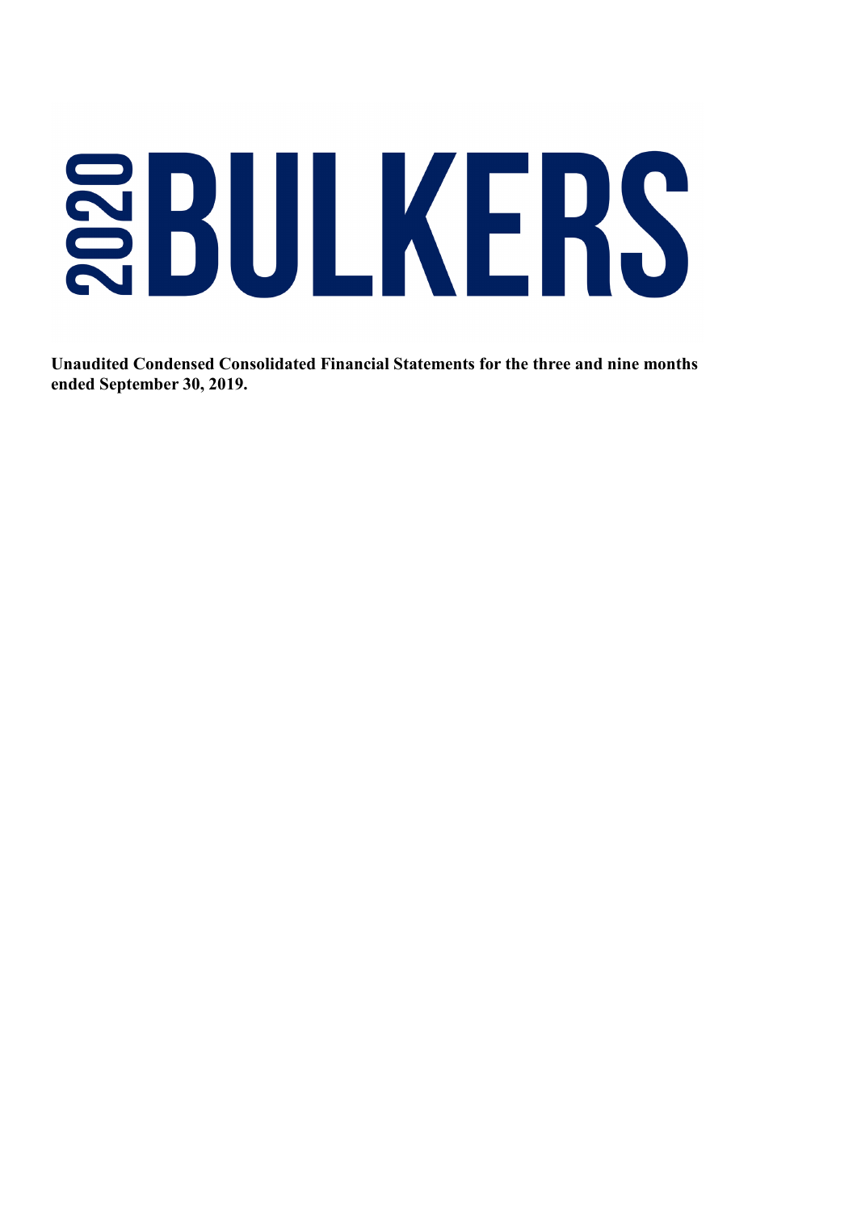# 2020 BULKERS

**Unaudited Condensed Consolidated Financial Statements for the three and nine months ended September 30, 2019.**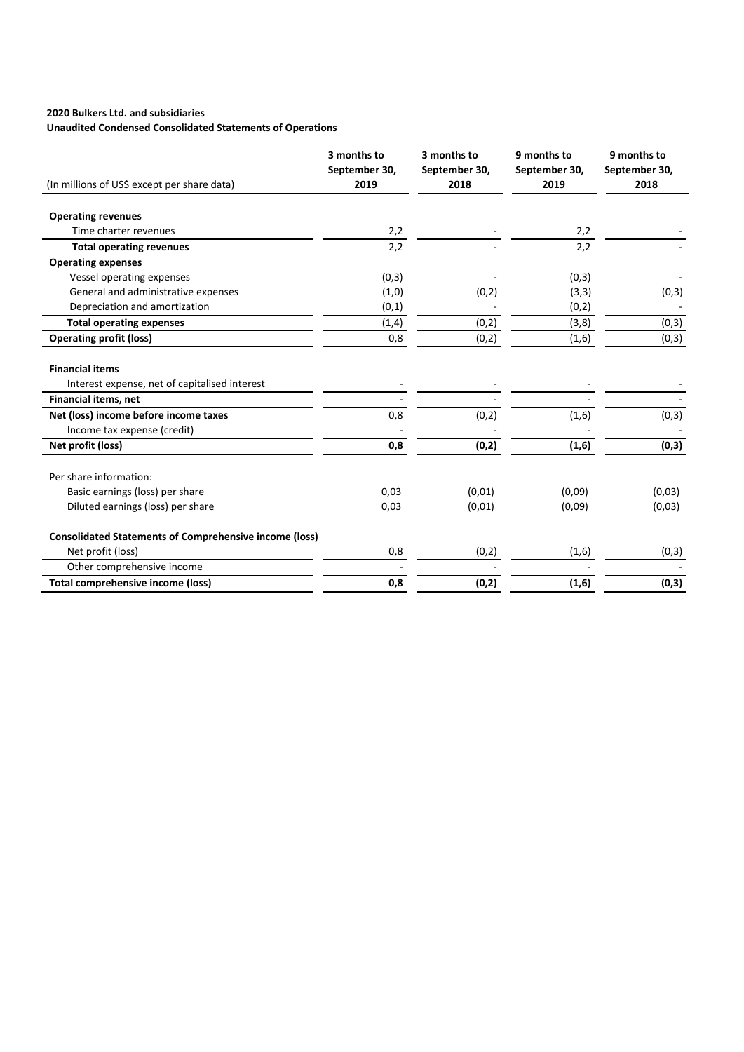**2020 Bulkers Ltd. and subsidiaries**
**Unaudited Condensed Consolidated Statements of Operations**

| (In millions of US$ except per share data) | 3 months to September 30, 2019 | 3 months to September 30, 2018 | 9 months to September 30, 2019 | 9 months to September 30, 2018 |
|---|---|---|---|---|
| **Operating revenues** | | | | |
| Time charter revenues | 2,2 | - | 2,2 | - |
| **Total operating revenues** | 2,2 | - | 2,2 | - |
| **Operating expenses** | | | | |
| Vessel operating expenses | (0,3) | - | (0,3) | - |
| General and administrative expenses | (1,0) | (0,2) | (3,3) | (0,3) |
| Depreciation and amortization | (0,1) | - | (0,2) | - |
| **Total operating expenses** | (1,4) | (0,2) | (3,8) | (0,3) |
| **Operating profit (loss)** | 0,8 | (0,2) | (1,6) | (0,3) |
| | | | | |
| **Financial items** | | | | |
| Interest expense, net of capitalised interest | - | - | - | - |
| **Financial items, net** | - | - | - | - |
| **Net (loss) income before income taxes** | 0,8 | (0,2) | (1,6) | (0,3) |
| Income tax expense (credit) | - | - | - | - |
| **Net profit (loss)** | **0,8** | **(0,2)** | **(1,6)** | **(0,3)** |
| | | | | |
| Per share information: | | | | |
| Basic earnings (loss) per share | 0,03 | (0,01) | (0,09) | (0,03) |
| Diluted earnings (loss) per share | 0,03 | (0,01) | (0,09) | (0,03) |
| | | | | |
| **Consolidated Statements of Comprehensive income (loss)** | | | | |
| Net profit (loss) | 0,8 | (0,2) | (1,6) | (0,3) |
| Other comprehensive income | - | - | - | - |
| **Total comprehensive income (loss)** | **0,8** | **(0,2)** | **(1,6)** | **(0,3)** |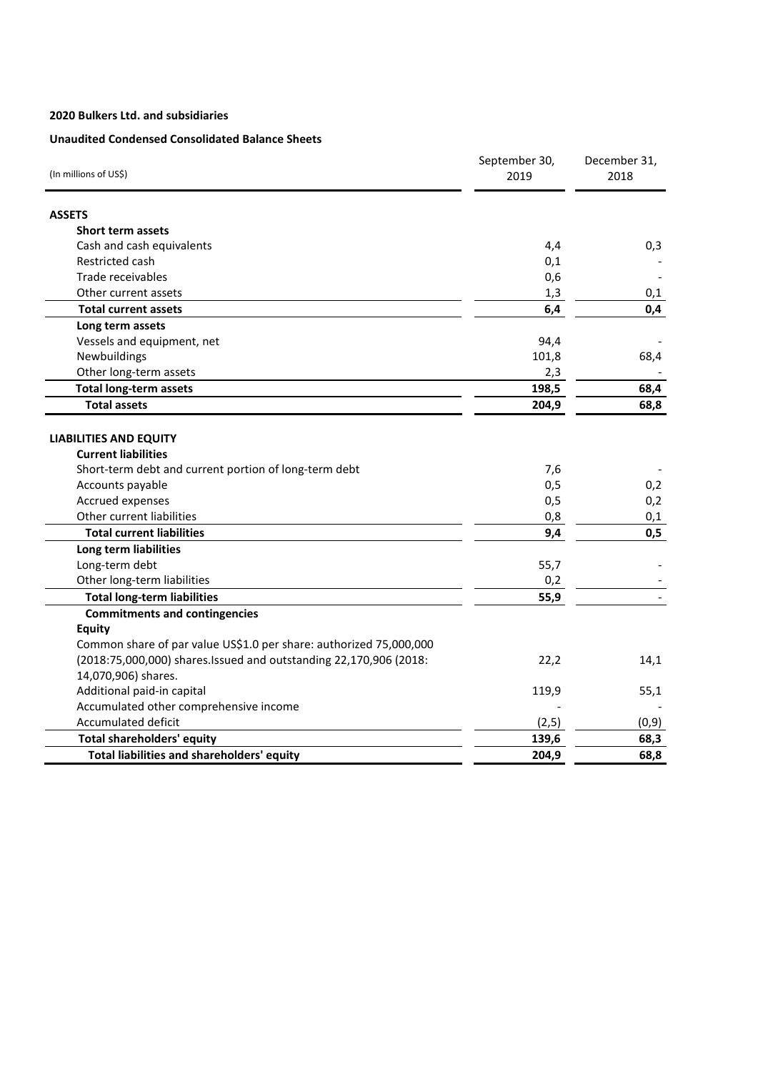**2020 Bulkers Ltd. and subsidiaries**

**Unaudited Condensed Consolidated Balance Sheets**

| (In millions of US$) | September 30, 2019 | December 31, 2018 |
|---|---|---|
| **ASSETS** | | |
| **Short term assets** | | |
| Cash and cash equivalents | 4,4 | 0,3 |
| Restricted cash | 0,1 | - |
| Trade receivables | 0,6 | - |
| Other current assets | 1,3 | 0,1 |
| **Total current assets** | **6,4** | **0,4** |
| **Long term assets** | | |
| Vessels and equipment, net | 94,4 | - |
| Newbuildings | 101,8 | 68,4 |
| Other long-term assets | 2,3 | - |
| **Total long-term assets** | **198,5** | **68,4** |
| **Total assets** | **204,9** | **68,8** |
| | | |
| **LIABILITIES AND EQUITY** | | |
| **Current liabilities** | | |
| Short-term debt and current portion of long-term debt | 7,6 | - |
| Accounts payable | 0,5 | 0,2 |
| Accrued expenses | 0,5 | 0,2 |
| Other current liabilities | 0,8 | 0,1 |
| **Total current liabilities** | **9,4** | **0,5** |
| **Long term liabilities** | | |
| Long-term debt | 55,7 | - |
| Other long-term liabilities | 0,2 | - |
| **Total long-term liabilities** | **55,9** | - |
| **Commitments and contingencies** | | |
| **Equity** | | |
| Common share of par value US$1.0 per share: authorized 75,000,000 (2018:75,000,000) shares.Issued and outstanding 22,170,906 (2018: 14,070,906) shares. | 22,2 | 14,1 |
| Additional paid-in capital | 119,9 | 55,1 |
| Accumulated other comprehensive income | - | - |
| Accumulated deficit | (2,5) | (0,9) |
| **Total shareholders' equity** | **139,6** | **68,3** |
| **Total liabilities and shareholders' equity** | **204,9** | **68,8** |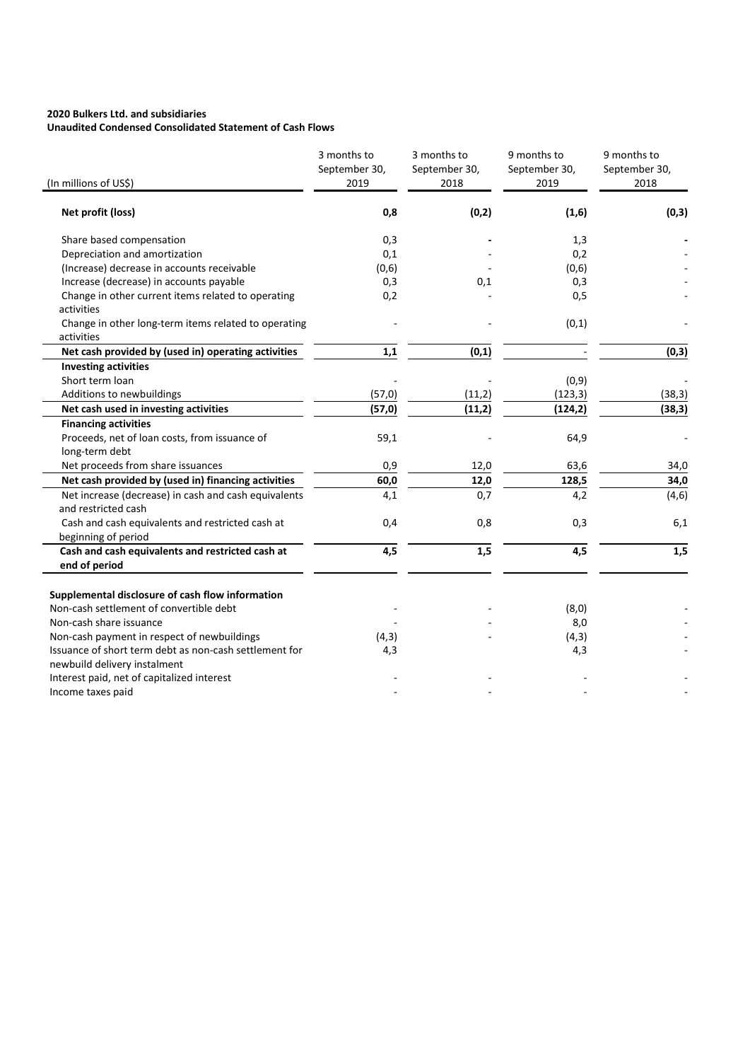**2020 Bulkers Ltd. and subsidiaries**
**Unaudited Condensed Consolidated Statement of Cash Flows**

| (In millions of US$) | 3 months to September 30, 2019 | 3 months to September 30, 2018 | 9 months to September 30, 2019 | 9 months to September 30, 2018 |
|---|---|---|---|---|
| **Net profit (loss)** | **0,8** | **(0,2)** | **(1,6)** | **(0,3)** |
| Share based compensation | 0,3 | **-** | 1,3 | **-** |
| Depreciation and amortization | 0,1 | - | 0,2 | - |
| (Increase) decrease in accounts receivable | (0,6) | - | (0,6) | - |
| Increase (decrease) in accounts payable | 0,3 | 0,1 | 0,3 | - |
| Change in other current items related to operating activities | 0,2 | - | 0,5 | - |
| Change in other long-term items related to operating activities | - | - | (0,1) | - |
| **Net cash provided by (used in) operating activities** | **1,1** | **(0,1)** | **-** | **(0,3)** |
| **Investing activities** | | | | |
| Short term loan | - | - | (0,9) | - |
| Additions to newbuildings | (57,0) | (11,2) | (123,3) | (38,3) |
| **Net cash used in investing activities** | **(57,0)** | **(11,2)** | **(124,2)** | **(38,3)** |
| **Financing activities** | | | | |
| Proceeds, net of loan costs, from issuance of long-term debt | 59,1 | - | 64,9 | - |
| Net proceeds from share issuances | 0,9 | 12,0 | 63,6 | 34,0 |
| **Net cash provided by (used in) financing activities** | **60,0** | **12,0** | **128,5** | **34,0** |
| Net increase (decrease) in cash and cash equivalents and restricted cash | 4,1 | 0,7 | 4,2 | (4,6) |
| Cash and cash equivalents and restricted cash at beginning of period | 0,4 | 0,8 | 0,3 | 6,1 |
| **Cash and cash equivalents and restricted cash at end of period** | **4,5** | **1,5** | **4,5** | **1,5** |
| | | | | |
| **Supplemental disclosure of cash flow information** | | | | |
| Non-cash settlement of convertible debt | - | - | (8,0) | - |
| Non-cash share issuance | - | - | 8,0 | - |
| Non-cash payment in respect of newbuildings | (4,3) | - | (4,3) | - |
| Issuance of short term debt as non-cash settlement for newbuild delivery instalment | 4,3 | - | 4,3 | - |
| Interest paid, net of capitalized interest | - | - | - | - |
| Income taxes paid | - | - | - | - |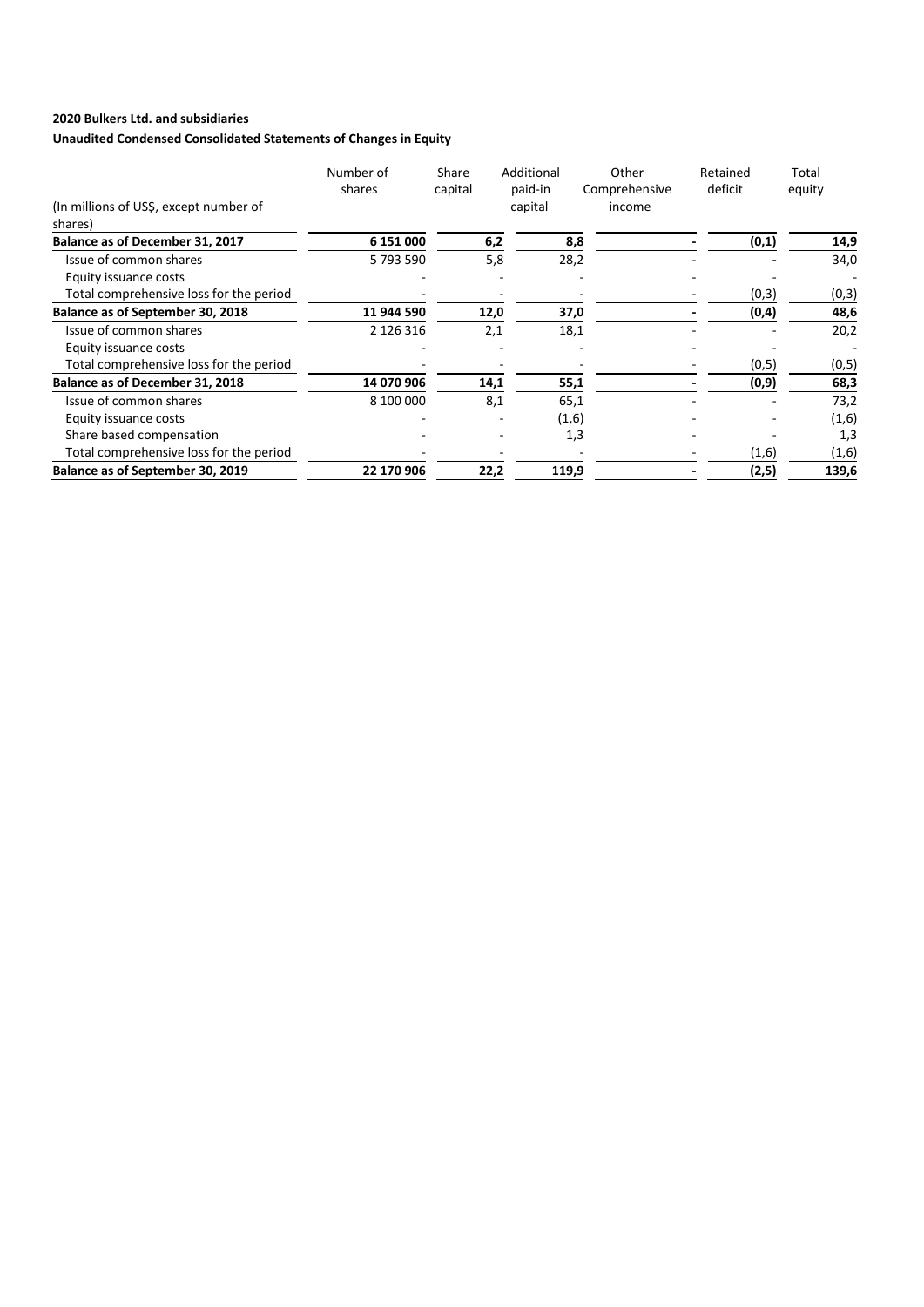**2020 Bulkers Ltd. and subsidiaries**

**Unaudited Condensed Consolidated Statements of Changes in Equity**

| (In millions of US$, except number of shares) | Number of shares | Share capital | Additional paid-in capital | Other Comprehensive income | Retained deficit | Total equity |
|---|---|---|---|---|---|---|
| **Balance as of December 31, 2017** | **6 151 000** | **6,2** | **8,8** | **-** | **(0,1)** | **14,9** |
| Issue of common shares | 5 793 590 | 5,8 | 28,2 | - | **-** | 34,0 |
| Equity issuance costs | - | - | - | - | - | - |
| Total comprehensive loss for the period | - | - | - | - | (0,3) | (0,3) |
| **Balance as of September 30, 2018** | **11 944 590** | **12,0** | **37,0** | **-** | **(0,4)** | **48,6** |
| Issue of common shares | 2 126 316 | 2,1 | 18,1 | - | - | 20,2 |
| Equity issuance costs | - | - | - | - | - | - |
| Total comprehensive loss for the period | - | - | - | - | (0,5) | (0,5) |
| **Balance as of December 31, 2018** | **14 070 906** | **14,1** | **55,1** | **-** | **(0,9)** | **68,3** |
| Issue of common shares | 8 100 000 | 8,1 | 65,1 | - | - | 73,2 |
| Equity issuance costs | - | - | (1,6) | - | - | (1,6) |
| Share based compensation | - | - | 1,3 | - | - | 1,3 |
| Total comprehensive loss for the period | - | - | - | - | (1,6) | (1,6) |
| **Balance as of September 30, 2019** | **22 170 906** | **22,2** | **119,9** | **-** | **(2,5)** | **139,6** |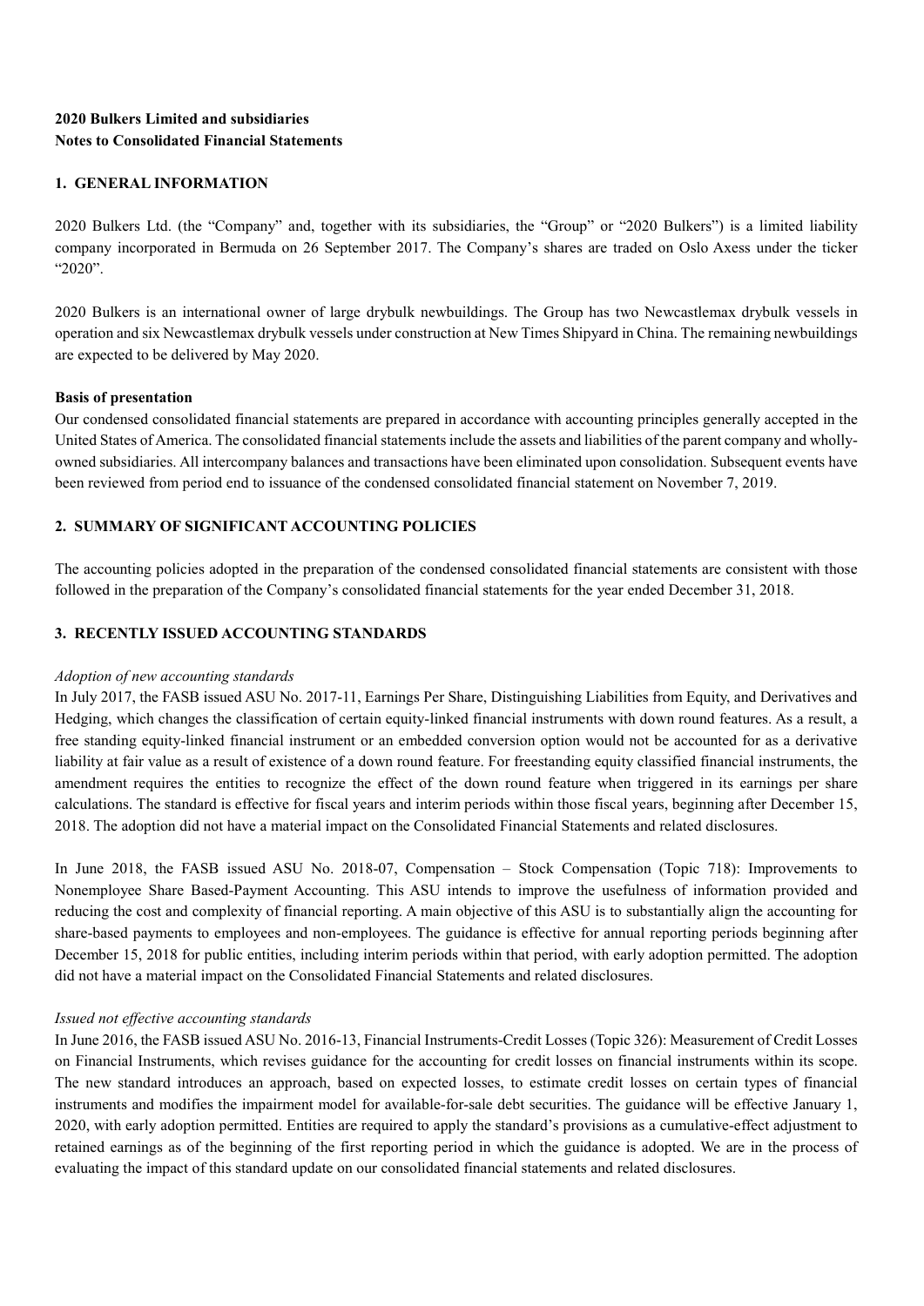**2020 Bulkers Limited and subsidiaries**
**Notes to Consolidated Financial Statements**

## 1. GENERAL INFORMATION

2020 Bulkers Ltd. (the "Company" and, together with its subsidiaries, the "Group" or "2020 Bulkers") is a limited liability company incorporated in Bermuda on 26 September 2017. The Company's shares are traded on Oslo Axess under the ticker "2020".

2020 Bulkers is an international owner of large drybulk newbuildings. The Group has two Newcastlemax drybulk vessels in operation and six Newcastlemax drybulk vessels under construction at New Times Shipyard in China. The remaining newbuildings are expected to be delivered by May 2020.

**Basis of presentation**

Our condensed consolidated financial statements are prepared in accordance with accounting principles generally accepted in the United States of America. The consolidated financial statements include the assets and liabilities of the parent company and wholly-owned subsidiaries. All intercompany balances and transactions have been eliminated upon consolidation. Subsequent events have been reviewed from period end to issuance of the condensed consolidated financial statement on November 7, 2019.

## 2. SUMMARY OF SIGNIFICANT ACCOUNTING POLICIES

The accounting policies adopted in the preparation of the condensed consolidated financial statements are consistent with those followed in the preparation of the Company's consolidated financial statements for the year ended December 31, 2018.

## 3. RECENTLY ISSUED ACCOUNTING STANDARDS

*Adoption of new accounting standards*

In July 2017, the FASB issued ASU No. 2017-11, Earnings Per Share, Distinguishing Liabilities from Equity, and Derivatives and Hedging, which changes the classification of certain equity-linked financial instruments with down round features. As a result, a free standing equity-linked financial instrument or an embedded conversion option would not be accounted for as a derivative liability at fair value as a result of existence of a down round feature. For freestanding equity classified financial instruments, the amendment requires the entities to recognize the effect of the down round feature when triggered in its earnings per share calculations. The standard is effective for fiscal years and interim periods within those fiscal years, beginning after December 15, 2018. The adoption did not have a material impact on the Consolidated Financial Statements and related disclosures.

In June 2018, the FASB issued ASU No. 2018-07, Compensation – Stock Compensation (Topic 718): Improvements to Nonemployee Share Based-Payment Accounting. This ASU intends to improve the usefulness of information provided and reducing the cost and complexity of financial reporting. A main objective of this ASU is to substantially align the accounting for share-based payments to employees and non-employees. The guidance is effective for annual reporting periods beginning after December 15, 2018 for public entities, including interim periods within that period, with early adoption permitted. The adoption did not have a material impact on the Consolidated Financial Statements and related disclosures.

*Issued not effective accounting standards*

In June 2016, the FASB issued ASU No. 2016-13, Financial Instruments-Credit Losses (Topic 326): Measurement of Credit Losses on Financial Instruments, which revises guidance for the accounting for credit losses on financial instruments within its scope. The new standard introduces an approach, based on expected losses, to estimate credit losses on certain types of financial instruments and modifies the impairment model for available-for-sale debt securities. The guidance will be effective January 1, 2020, with early adoption permitted. Entities are required to apply the standard's provisions as a cumulative-effect adjustment to retained earnings as of the beginning of the first reporting period in which the guidance is adopted. We are in the process of evaluating the impact of this standard update on our consolidated financial statements and related disclosures.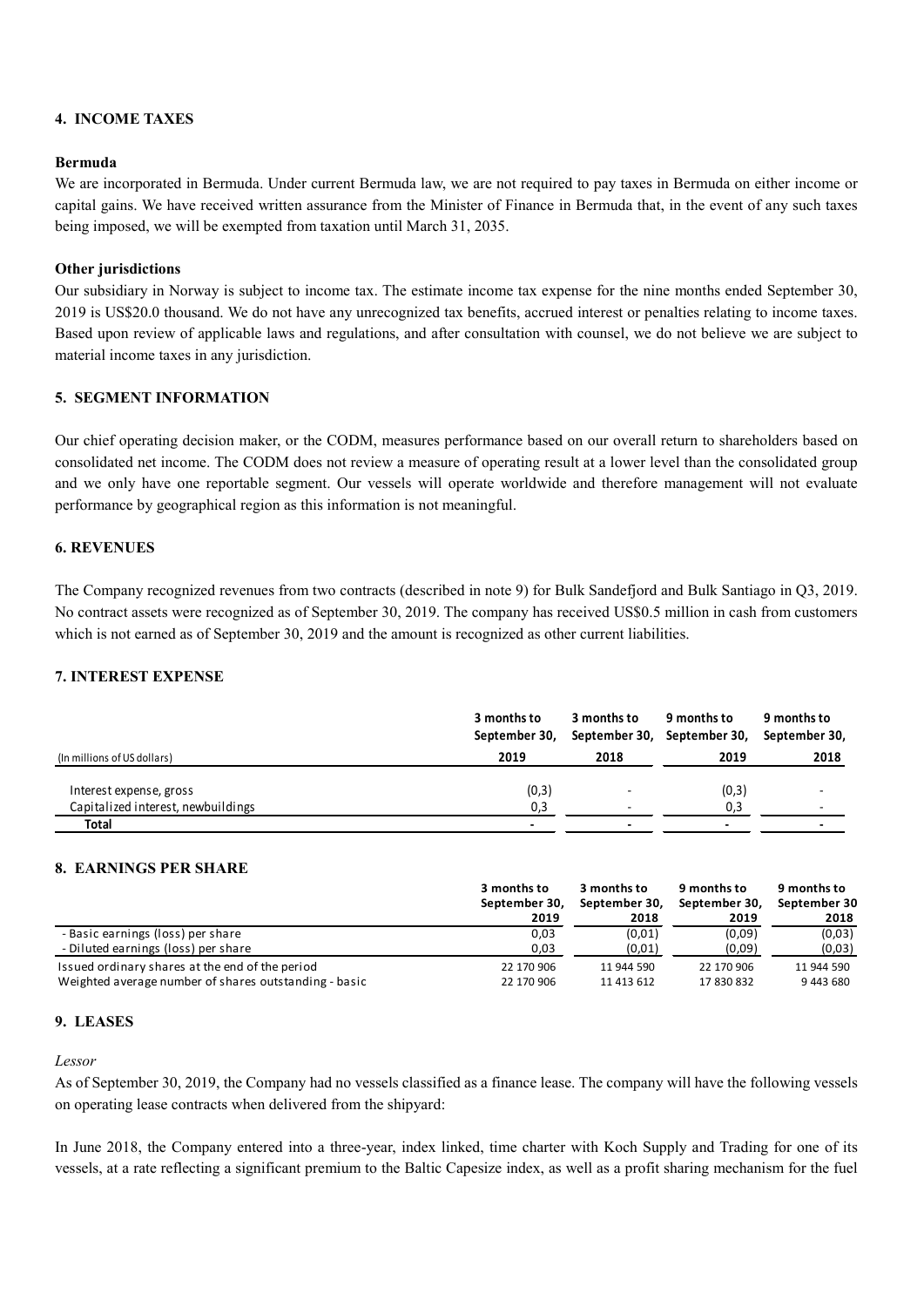## 4. INCOME TAXES

**Bermuda**

We are incorporated in Bermuda. Under current Bermuda law, we are not required to pay taxes in Bermuda on either income or capital gains. We have received written assurance from the Minister of Finance in Bermuda that, in the event of any such taxes being imposed, we will be exempted from taxation until March 31, 2035.

**Other jurisdictions**

Our subsidiary in Norway is subject to income tax. The estimate income tax expense for the nine months ended September 30, 2019 is US$20.0 thousand. We do not have any unrecognized tax benefits, accrued interest or penalties relating to income taxes. Based upon review of applicable laws and regulations, and after consultation with counsel, we do not believe we are subject to material income taxes in any jurisdiction.

## 5. SEGMENT INFORMATION

Our chief operating decision maker, or the CODM, measures performance based on our overall return to shareholders based on consolidated net income. The CODM does not review a measure of operating result at a lower level than the consolidated group and we only have one reportable segment. Our vessels will operate worldwide and therefore management will not evaluate performance by geographical region as this information is not meaningful.

## 6. REVENUES

The Company recognized revenues from two contracts (described in note 9) for Bulk Sandefjord and Bulk Santiago in Q3, 2019. No contract assets were recognized as of September 30, 2019. The company has received US$0.5 million in cash from customers which is not earned as of September 30, 2019 and the amount is recognized as other current liabilities.

## 7. INTEREST EXPENSE

| (In millions of US dollars) | 3 months to September 30, 2019 | 3 months to September 30, 2018 | 9 months to September 30, 2019 | 9 months to September 30, 2018 |
|---|---|---|---|---|
| Interest expense, gross | (0,3) | - | (0,3) | - |
| Capitalized interest, newbuildings | 0,3 | - | 0,3 | - |
| **Total** | - | - | - | - |

## 8. EARNINGS PER SHARE

| | 3 months to September 30, 2019 | 3 months to September 30, 2018 | 9 months to September 30, 2019 | 9 months to September 30 2018 |
|---|---|---|---|---|
| - Basic earnings (loss) per share | 0,03 | (0,01) | (0,09) | (0,03) |
| - Diluted earnings (loss) per share | 0,03 | (0,01) | (0,09) | (0,03) |
| Issued ordinary shares at the end of the period | 22 170 906 | 11 944 590 | 22 170 906 | 11 944 590 |
| Weighted average number of shares outstanding - basic | 22 170 906 | 11 413 612 | 17 830 832 | 9 443 680 |

## 9. LEASES

*Lessor*

As of September 30, 2019, the Company had no vessels classified as a finance lease. The company will have the following vessels on operating lease contracts when delivered from the shipyard:

In June 2018, the Company entered into a three-year, index linked, time charter with Koch Supply and Trading for one of its vessels, at a rate reflecting a significant premium to the Baltic Capesize index, as well as a profit sharing mechanism for the fuel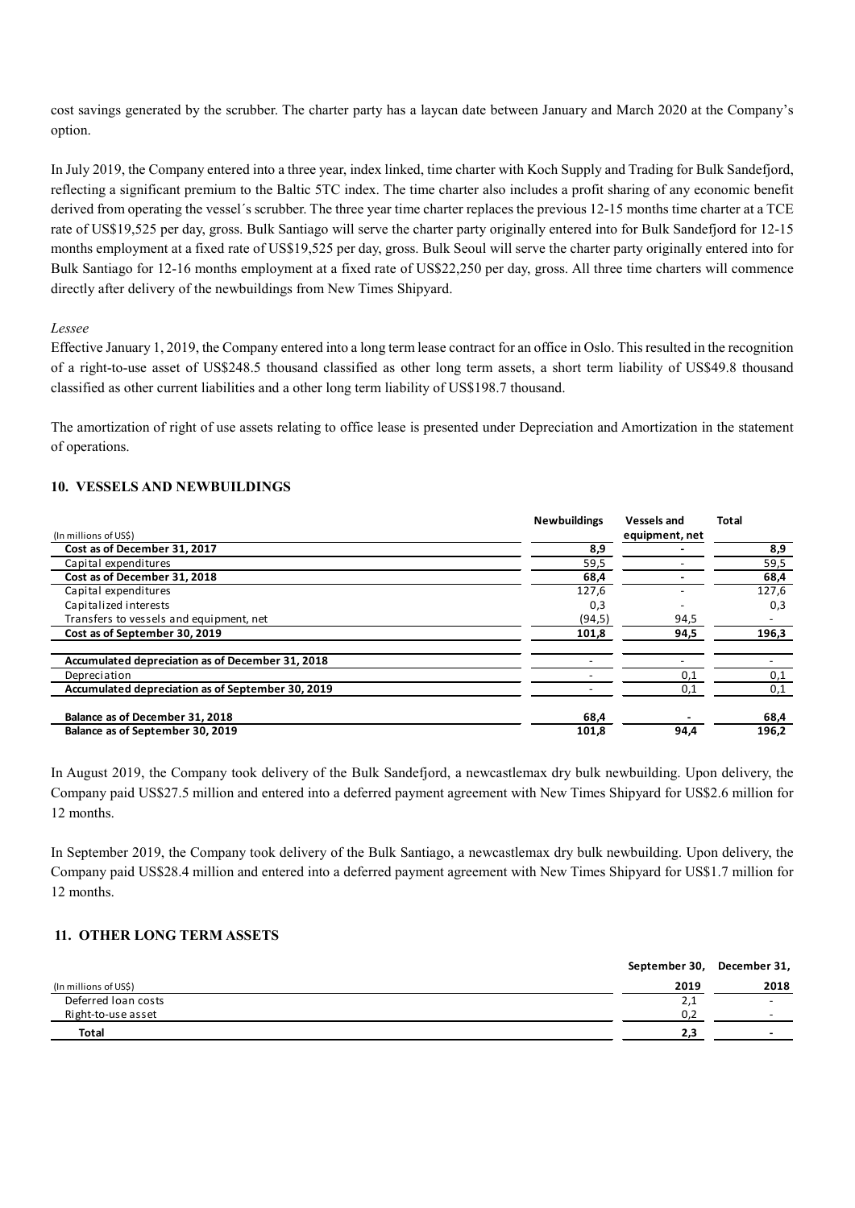cost savings generated by the scrubber. The charter party has a laycan date between January and March 2020 at the Company's option.

In July 2019, the Company entered into a three year, index linked, time charter with Koch Supply and Trading for Bulk Sandefjord, reflecting a significant premium to the Baltic 5TC index. The time charter also includes a profit sharing of any economic benefit derived from operating the vessel´s scrubber. The three year time charter replaces the previous 12-15 months time charter at a TCE rate of US$19,525 per day, gross. Bulk Santiago will serve the charter party originally entered into for Bulk Sandefjord for 12-15 months employment at a fixed rate of US$19,525 per day, gross. Bulk Seoul will serve the charter party originally entered into for Bulk Santiago for 12-16 months employment at a fixed rate of US$22,250 per day, gross. All three time charters will commence directly after delivery of the newbuildings from New Times Shipyard.

*Lessee*

Effective January 1, 2019, the Company entered into a long term lease contract for an office in Oslo. This resulted in the recognition of a right-to-use asset of US$248.5 thousand classified as other long term assets, a short term liability of US$49.8 thousand classified as other current liabilities and a other long term liability of US$198.7 thousand.

The amortization of right of use assets relating to office lease is presented under Depreciation and Amortization in the statement of operations.

## 10. VESSELS AND NEWBUILDINGS

| (In millions of US$) | Newbuildings | Vessels and equipment, net | Total |
|---|---|---|---|
| **Cost as of December 31, 2017** | **8,9** | **-** | **8,9** |
| Capital expenditures | 59,5 | - | 59,5 |
| **Cost as of December 31, 2018** | **68,4** | **-** | **68,4** |
| Capital expenditures | 127,6 | - | 127,6 |
| Capitalized interests | 0,3 | - | 0,3 |
| Transfers to vessels and equipment, net | (94,5) | 94,5 | - |
| **Cost as of September 30, 2019** | **101,8** | **94,5** | **196,3** |
| | | | |
| **Accumulated depreciation as of December 31, 2018** | - | - | - |
| Depreciation | - | 0,1 | 0,1 |
| **Accumulated depreciation as of September 30, 2019** | - | 0,1 | 0,1 |
| | | | |
| **Balance as of December 31, 2018** | **68,4** | **-** | **68,4** |
| **Balance as of September 30, 2019** | **101,8** | **94,4** | **196,2** |

In August 2019, the Company took delivery of the Bulk Sandefjord, a newcastlemax dry bulk newbuilding. Upon delivery, the Company paid US$27.5 million and entered into a deferred payment agreement with New Times Shipyard for US$2.6 million for 12 months.

In September 2019, the Company took delivery of the Bulk Santiago, a newcastlemax dry bulk newbuilding. Upon delivery, the Company paid US$28.4 million and entered into a deferred payment agreement with New Times Shipyard for US$1.7 million for 12 months.

## 11. OTHER LONG TERM ASSETS

| (In millions of US$) | September 30, 2019 | December 31, 2018 |
|---|---|---|
| Deferred loan costs | 2,1 | - |
| Right-to-use asset | 0,2 | - |
| **Total** | **2,3** | **-** |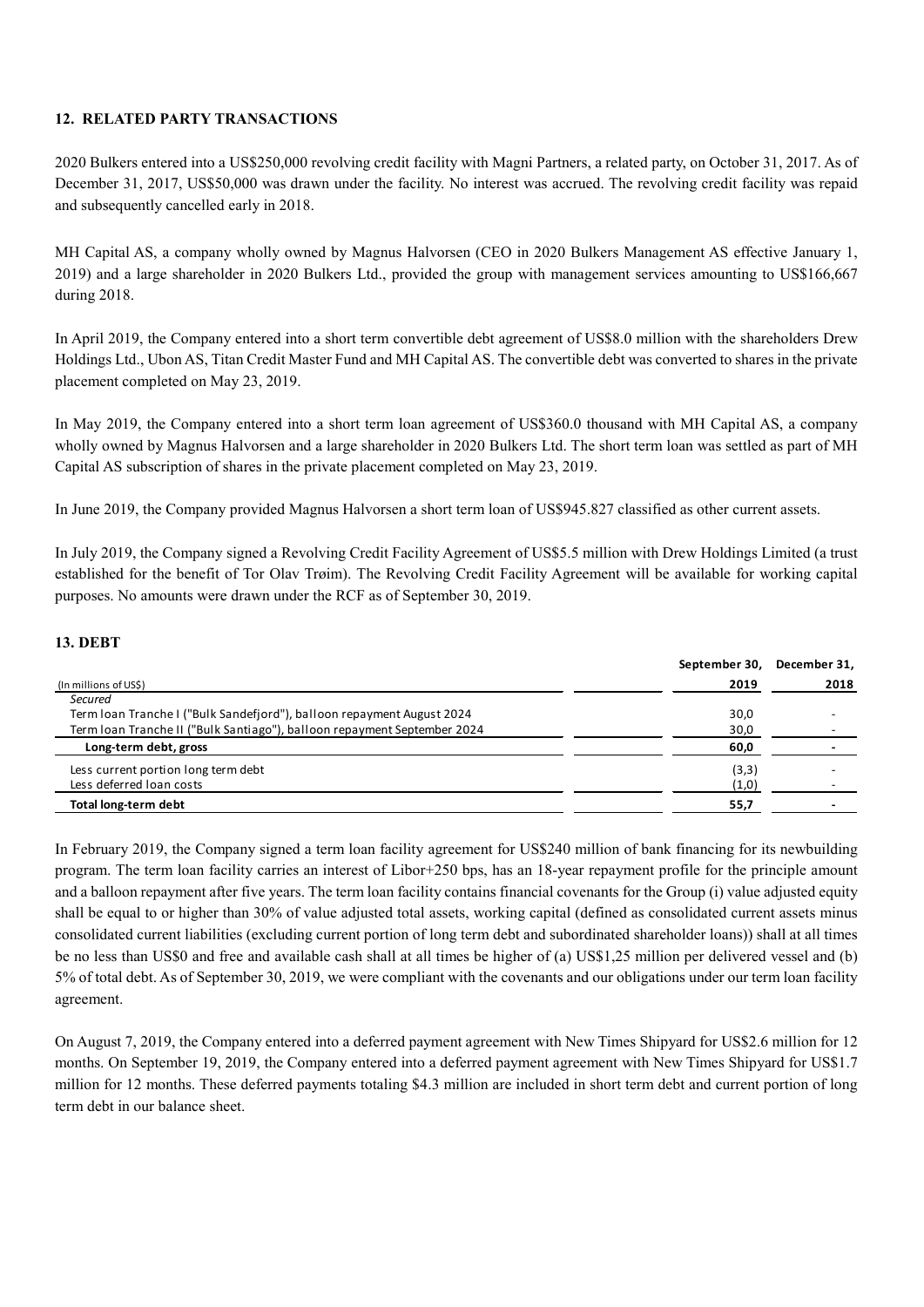## 12. RELATED PARTY TRANSACTIONS

2020 Bulkers entered into a US$250,000 revolving credit facility with Magni Partners, a related party, on October 31, 2017. As of December 31, 2017, US$50,000 was drawn under the facility. No interest was accrued. The revolving credit facility was repaid and subsequently cancelled early in 2018.

MH Capital AS, a company wholly owned by Magnus Halvorsen (CEO in 2020 Bulkers Management AS effective January 1, 2019) and a large shareholder in 2020 Bulkers Ltd., provided the group with management services amounting to US$166,667 during 2018.

In April 2019, the Company entered into a short term convertible debt agreement of US$8.0 million with the shareholders Drew Holdings Ltd., Ubon AS, Titan Credit Master Fund and MH Capital AS. The convertible debt was converted to shares in the private placement completed on May 23, 2019.

In May 2019, the Company entered into a short term loan agreement of US$360.0 thousand with MH Capital AS, a company wholly owned by Magnus Halvorsen and a large shareholder in 2020 Bulkers Ltd. The short term loan was settled as part of MH Capital AS subscription of shares in the private placement completed on May 23, 2019.

In June 2019, the Company provided Magnus Halvorsen a short term loan of US$945.827 classified as other current assets.

In July 2019, the Company signed a Revolving Credit Facility Agreement of US$5.5 million with Drew Holdings Limited (a trust established for the benefit of Tor Olav Trøim). The Revolving Credit Facility Agreement will be available for working capital purposes. No amounts were drawn under the RCF as of September 30, 2019.

## 13. DEBT

| (In millions of US$) | September 30, 2019 | December 31, 2018 |
|---|---|---|
| *Secured* | | |
| Term loan Tranche I ("Bulk Sandefjord"), balloon repayment August 2024 | 30,0 | - |
| Term loan Tranche II ("Bulk Santiago"), balloon repayment September 2024 | 30,0 | - |
| **Long-term debt, gross** | **60,0** | **-** |
| Less current portion long term debt | (3,3) | - |
| Less deferred loan costs | (1,0) | - |
| **Total long-term debt** | **55,7** | **-** |

In February 2019, the Company signed a term loan facility agreement for US$240 million of bank financing for its newbuilding program. The term loan facility carries an interest of Libor+250 bps, has an 18-year repayment profile for the principle amount and a balloon repayment after five years. The term loan facility contains financial covenants for the Group (i) value adjusted equity shall be equal to or higher than 30% of value adjusted total assets, working capital (defined as consolidated current assets minus consolidated current liabilities (excluding current portion of long term debt and subordinated shareholder loans)) shall at all times be no less than US$0 and free and available cash shall at all times be higher of (a) US$1,25 million per delivered vessel and (b) 5% of total debt. As of September 30, 2019, we were compliant with the covenants and our obligations under our term loan facility agreement.

On August 7, 2019, the Company entered into a deferred payment agreement with New Times Shipyard for US$2.6 million for 12 months. On September 19, 2019, the Company entered into a deferred payment agreement with New Times Shipyard for US$1.7 million for 12 months. These deferred payments totaling $4.3 million are included in short term debt and current portion of long term debt in our balance sheet.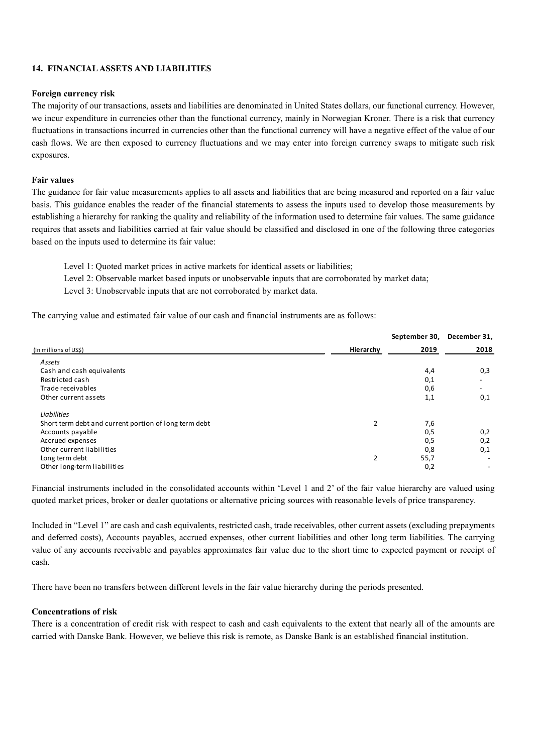## 14. FINANCIAL ASSETS AND LIABILITIES

### Foreign currency risk

The majority of our transactions, assets and liabilities are denominated in United States dollars, our functional currency. However, we incur expenditure in currencies other than the functional currency, mainly in Norwegian Kroner. There is a risk that currency fluctuations in transactions incurred in currencies other than the functional currency will have a negative effect of the value of our cash flows. We are then exposed to currency fluctuations and we may enter into foreign currency swaps to mitigate such risk exposures.

### Fair values

The guidance for fair value measurements applies to all assets and liabilities that are being measured and reported on a fair value basis. This guidance enables the reader of the financial statements to assess the inputs used to develop those measurements by establishing a hierarchy for ranking the quality and reliability of the information used to determine fair values. The same guidance requires that assets and liabilities carried at fair value should be classified and disclosed in one of the following three categories based on the inputs used to determine its fair value:

Level 1: Quoted market prices in active markets for identical assets or liabilities;

Level 2: Observable market based inputs or unobservable inputs that are corroborated by market data;

Level 3: Unobservable inputs that are not corroborated by market data.

The carrying value and estimated fair value of our cash and financial instruments are as follows:

| (In millions of US$) | Hierarchy | September 30, 2019 | December 31, 2018 |
|---|---|---|---|
| *Assets* | | | |
| Cash and cash equivalents | | 4,4 | 0,3 |
| Restricted cash | | 0,1 | - |
| Trade receivables | | 0,6 | - |
| Other current assets | | 1,1 | 0,1 |
| *Liabilities* | | | |
| Short term debt and current portion of long term debt | 2 | 7,6 | |
| Accounts payable | | 0,5 | 0,2 |
| Accrued expenses | | 0,5 | 0,2 |
| Other current liabilities | | 0,8 | 0,1 |
| Long term debt | 2 | 55,7 | - |
| Other long-term liabilities | | 0,2 | - |

Financial instruments included in the consolidated accounts within 'Level 1 and 2' of the fair value hierarchy are valued using quoted market prices, broker or dealer quotations or alternative pricing sources with reasonable levels of price transparency.

Included in "Level 1" are cash and cash equivalents, restricted cash, trade receivables, other current assets (excluding prepayments and deferred costs), Accounts payables, accrued expenses, other current liabilities and other long term liabilities. The carrying value of any accounts receivable and payables approximates fair value due to the short time to expected payment or receipt of cash.

There have been no transfers between different levels in the fair value hierarchy during the periods presented.

### Concentrations of risk

There is a concentration of credit risk with respect to cash and cash equivalents to the extent that nearly all of the amounts are carried with Danske Bank. However, we believe this risk is remote, as Danske Bank is an established financial institution.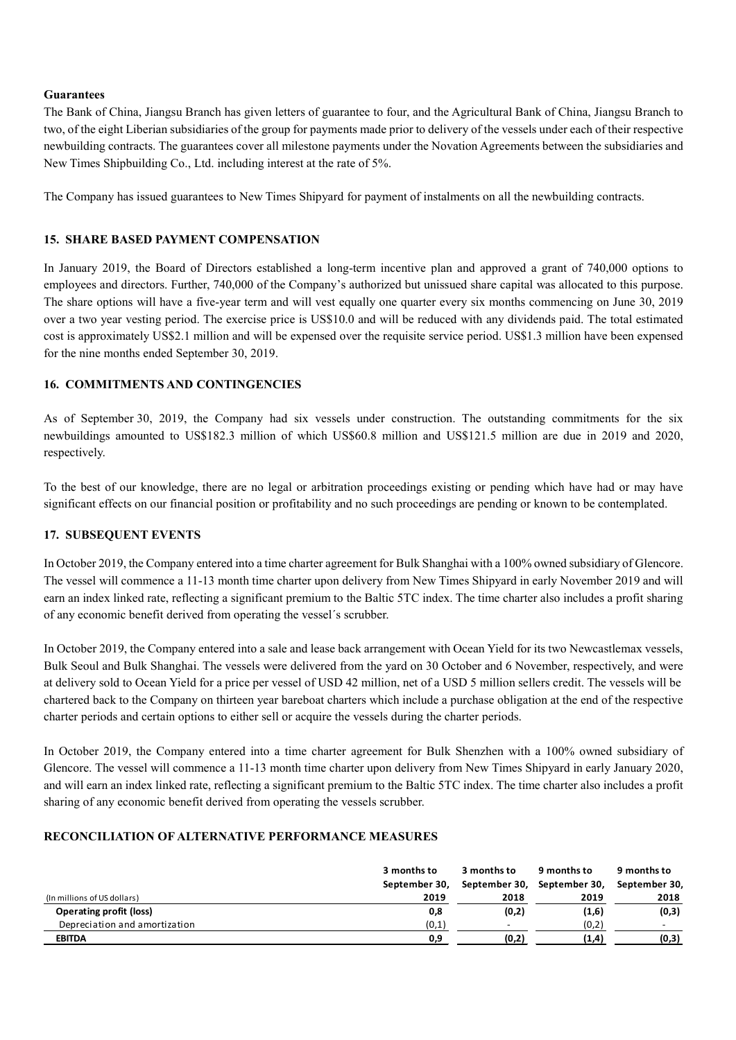**Guarantees**

The Bank of China, Jiangsu Branch has given letters of guarantee to four, and the Agricultural Bank of China, Jiangsu Branch to two, of the eight Liberian subsidiaries of the group for payments made prior to delivery of the vessels under each of their respective newbuilding contracts. The guarantees cover all milestone payments under the Novation Agreements between the subsidiaries and New Times Shipbuilding Co., Ltd. including interest at the rate of 5%.

The Company has issued guarantees to New Times Shipyard for payment of instalments on all the newbuilding contracts.

## 15. SHARE BASED PAYMENT COMPENSATION

In January 2019, the Board of Directors established a long-term incentive plan and approved a grant of 740,000 options to employees and directors. Further, 740,000 of the Company's authorized but unissued share capital was allocated to this purpose. The share options will have a five-year term and will vest equally one quarter every six months commencing on June 30, 2019 over a two year vesting period. The exercise price is US$10.0 and will be reduced with any dividends paid. The total estimated cost is approximately US$2.1 million and will be expensed over the requisite service period. US$1.3 million have been expensed for the nine months ended September 30, 2019.

## 16. COMMITMENTS AND CONTINGENCIES

As of September 30, 2019, the Company had six vessels under construction. The outstanding commitments for the six newbuildings amounted to US$182.3 million of which US$60.8 million and US$121.5 million are due in 2019 and 2020, respectively.

To the best of our knowledge, there are no legal or arbitration proceedings existing or pending which have had or may have significant effects on our financial position or profitability and no such proceedings are pending or known to be contemplated.

## 17. SUBSEQUENT EVENTS

In October 2019, the Company entered into a time charter agreement for Bulk Shanghai with a 100% owned subsidiary of Glencore. The vessel will commence a 11-13 month time charter upon delivery from New Times Shipyard in early November 2019 and will earn an index linked rate, reflecting a significant premium to the Baltic 5TC index. The time charter also includes a profit sharing of any economic benefit derived from operating the vessel´s scrubber.

In October 2019, the Company entered into a sale and lease back arrangement with Ocean Yield for its two Newcastlemax vessels, Bulk Seoul and Bulk Shanghai. The vessels were delivered from the yard on 30 October and 6 November, respectively, and were at delivery sold to Ocean Yield for a price per vessel of USD 42 million, net of a USD 5 million sellers credit. The vessels will be chartered back to the Company on thirteen year bareboat charters which include a purchase obligation at the end of the respective charter periods and certain options to either sell or acquire the vessels during the charter periods.

In October 2019, the Company entered into a time charter agreement for Bulk Shenzhen with a 100% owned subsidiary of Glencore. The vessel will commence a 11-13 month time charter upon delivery from New Times Shipyard in early January 2020, and will earn an index linked rate, reflecting a significant premium to the Baltic 5TC index. The time charter also includes a profit sharing of any economic benefit derived from operating the vessels scrubber.

## RECONCILIATION OF ALTERNATIVE PERFORMANCE MEASURES

| (In millions of US dollars) | 3 months to September 30, 2019 | 3 months to September 30, 2018 | 9 months to September 30, 2019 | 9 months to September 30, 2018 |
|---|---|---|---|---|
| **Operating profit (loss)** | **0,8** | **(0,2)** | **(1,6)** | **(0,3)** |
| Depreciation and amortization | (0,1) | - | (0,2) | - |
| **EBITDA** | **0,9** | **(0,2)** | **(1,4)** | **(0,3)** |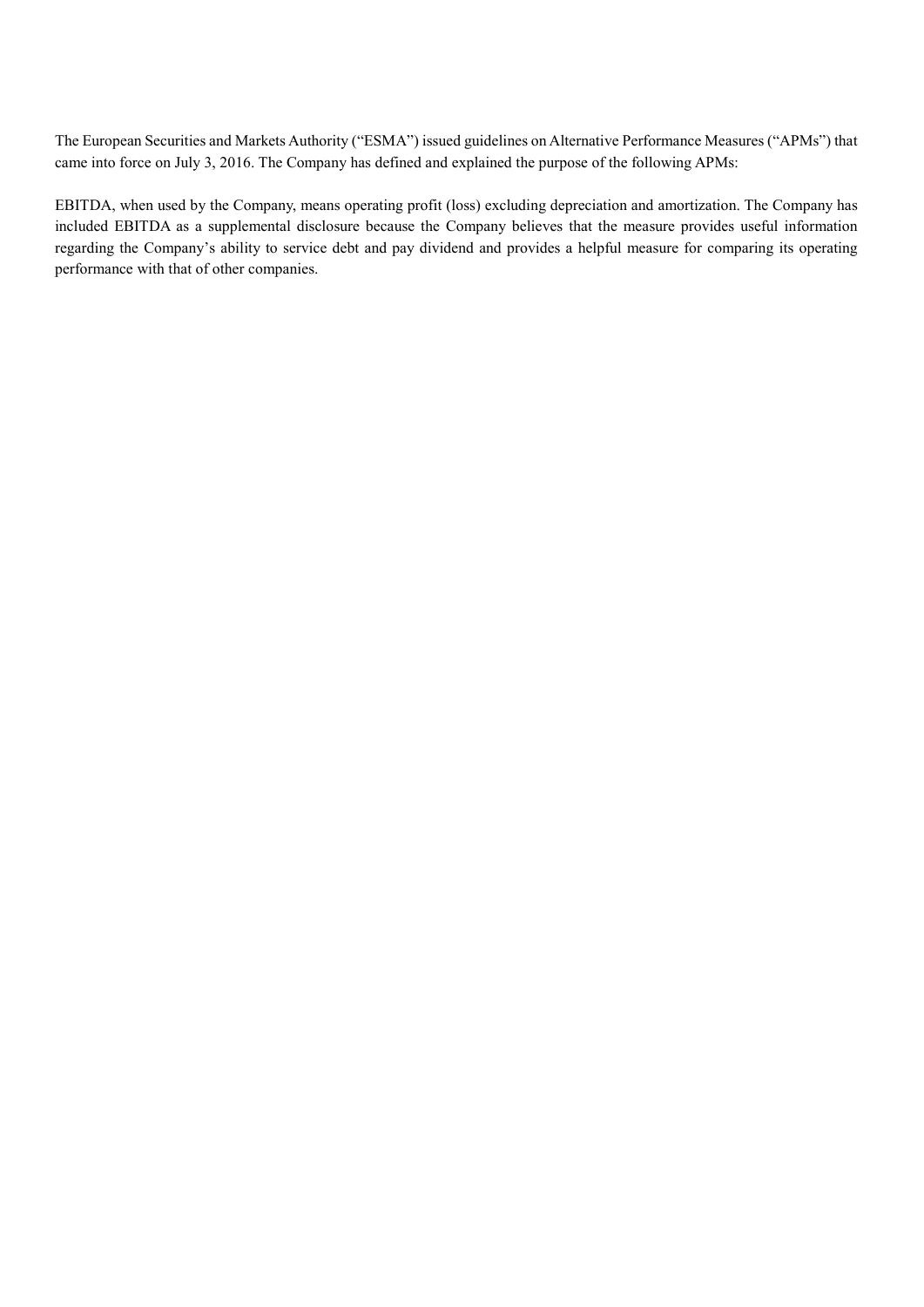The European Securities and Markets Authority ("ESMA") issued guidelines on Alternative Performance Measures ("APMs") that came into force on July 3, 2016. The Company has defined and explained the purpose of the following APMs:

EBITDA, when used by the Company, means operating profit (loss) excluding depreciation and amortization. The Company has included EBITDA as a supplemental disclosure because the Company believes that the measure provides useful information regarding the Company's ability to service debt and pay dividend and provides a helpful measure for comparing its operating performance with that of other companies.